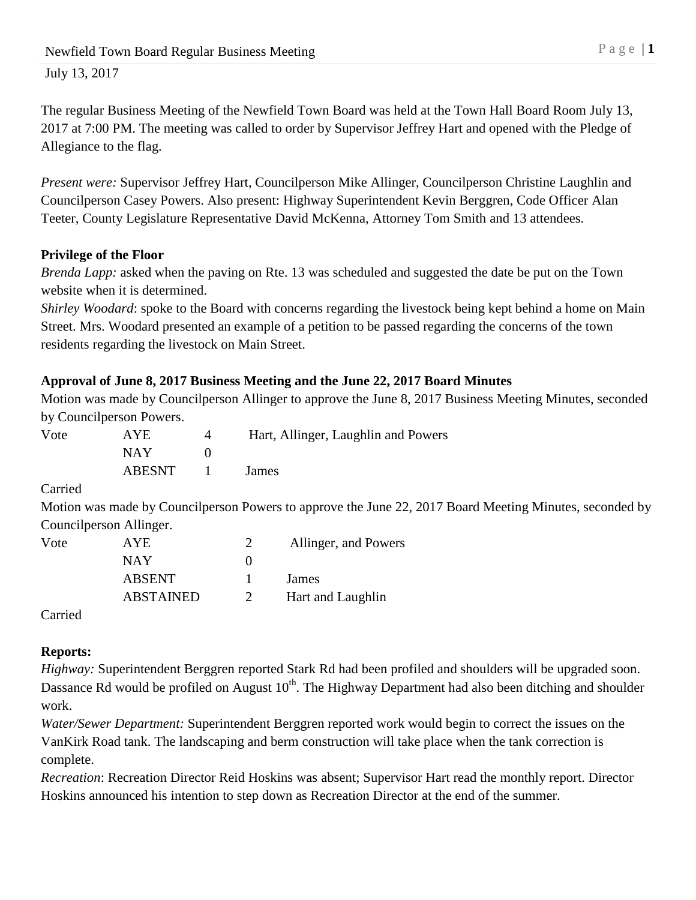Newfield Town Board Regular Business Meeting

July 13, 2017

The regular Business Meeting of the Newfield Town Board was held at the Town Hall Board Room July 13, 2017 at 7:00 PM. The meeting was called to order by Supervisor Jeffrey Hart and opened with the Pledge of Allegiance to the flag.

*Present were:* Supervisor Jeffrey Hart, Councilperson Mike Allinger, Councilperson Christine Laughlin and Councilperson Casey Powers. Also present: Highway Superintendent Kevin Berggren, Code Officer Alan Teeter, County Legislature Representative David McKenna, Attorney Tom Smith and 13 attendees.

**Privilege of the Floor**

*Brenda Lapp:* asked when the paving on Rte. 13 was scheduled and suggested the date be put on the Town website when it is determined.

*Shirley Woodard*: spoke to the Board with concerns regarding the livestock being kept behind a home on Main Street. Mrs. Woodard presented an example of a petition to be passed regarding the concerns of the town residents regarding the livestock on Main Street.

**Approval of June 8, 2017 Business Meeting and the June 22, 2017 Board Minutes**

Motion was made by Councilperson Allinger to approve the June 8, 2017 Business Meeting Minutes, seconded by Councilperson Powers.

| Vote | AYE | 4 | Hart, Allinger, Laughlin and Powers |
|---|---|---|---|
| | NAY | 0 | |
| | ABESNT | 1 | James |

Carried

Motion was made by Councilperson Powers to approve the June 22, 2017 Board Meeting Minutes, seconded by Councilperson Allinger.

| Vote | AYE | 2 | Allinger, and Powers |
|---|---|---|---|
| | NAY | 0 | |
| | ABSENT | 1 | James |
| | ABSTAINED | 2 | Hart and Laughlin |

Carried

**Reports:**

*Highway:* Superintendent Berggren reported Stark Rd had been profiled and shoulders will be upgraded soon. Dassance Rd would be profiled on August 10th. The Highway Department had also been ditching and shoulder work.

*Water/Sewer Department:* Superintendent Berggren reported work would begin to correct the issues on the VanKirk Road tank. The landscaping and berm construction will take place when the tank correction is complete.

*Recreation*: Recreation Director Reid Hoskins was absent; Supervisor Hart read the monthly report. Director Hoskins announced his intention to step down as Recreation Director at the end of the summer.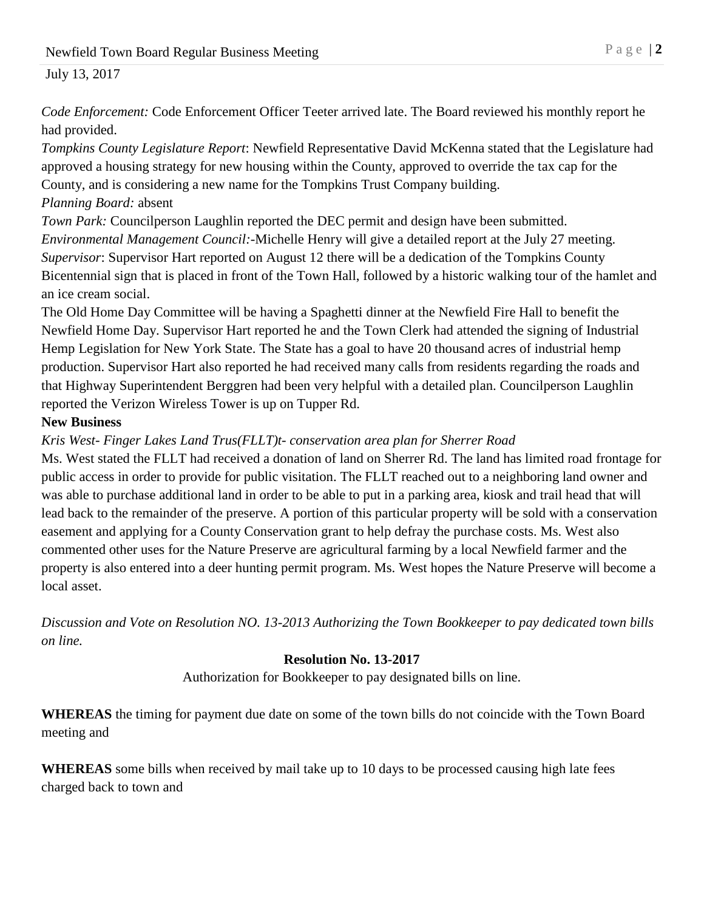*Code Enforcement:* Code Enforcement Officer Teeter arrived late. The Board reviewed his monthly report he had provided.

*Tompkins County Legislature Report*: Newfield Representative David McKenna stated that the Legislature had approved a housing strategy for new housing within the County, approved to override the tax cap for the County, and is considering a new name for the Tompkins Trust Company building.

*Planning Board:* absent

*Town Park:* Councilperson Laughlin reported the DEC permit and design have been submitted.

*Environmental Management Council:*-Michelle Henry will give a detailed report at the July 27 meeting.

*Supervisor*: Supervisor Hart reported on August 12 there will be a dedication of the Tompkins County Bicentennial sign that is placed in front of the Town Hall, followed by a historic walking tour of the hamlet and an ice cream social.

The Old Home Day Committee will be having a Spaghetti dinner at the Newfield Fire Hall to benefit the Newfield Home Day. Supervisor Hart reported he and the Town Clerk had attended the signing of Industrial Hemp Legislation for New York State. The State has a goal to have 20 thousand acres of industrial hemp production. Supervisor Hart also reported he had received many calls from residents regarding the roads and that Highway Superintendent Berggren had been very helpful with a detailed plan. Councilperson Laughlin reported the Verizon Wireless Tower is up on Tupper Rd.

**New Business**

*Kris West- Finger Lakes Land Trus(FLLT)t- conservation area plan for Sherrer Road*

Ms. West stated the FLLT had received a donation of land on Sherrer Rd. The land has limited road frontage for public access in order to provide for public visitation. The FLLT reached out to a neighboring land owner and was able to purchase additional land in order to be able to put in a parking area, kiosk and trail head that will lead back to the remainder of the preserve. A portion of this particular property will be sold with a conservation easement and applying for a County Conservation grant to help defray the purchase costs. Ms. West also commented other uses for the Nature Preserve are agricultural farming by a local Newfield farmer and the property is also entered into a deer hunting permit program. Ms. West hopes the Nature Preserve will become a local asset.

*Discussion and Vote on Resolution NO. 13-2013 Authorizing the Town Bookkeeper to pay dedicated town bills on line.*

**Resolution No. 13-2017**

Authorization for Bookkeeper to pay designated bills on line.

**WHEREAS** the timing for payment due date on some of the town bills do not coincide with the Town Board meeting and

**WHEREAS** some bills when received by mail take up to 10 days to be processed causing high late fees charged back to town and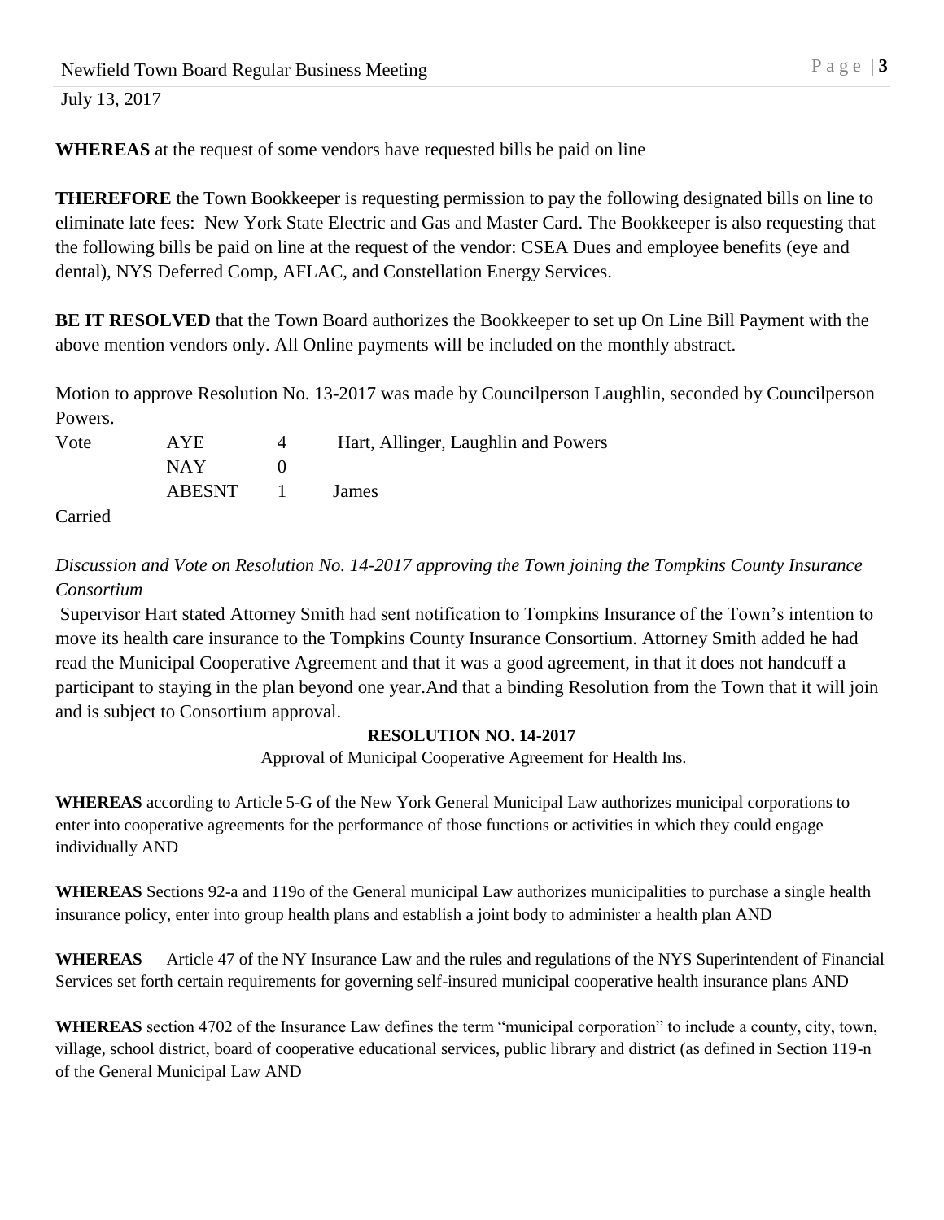**WHEREAS** at the request of some vendors have requested bills be paid on line

**THEREFORE** the Town Bookkeeper is requesting permission to pay the following designated bills on line to eliminate late fees: New York State Electric and Gas and Master Card. The Bookkeeper is also requesting that the following bills be paid on line at the request of the vendor: CSEA Dues and employee benefits (eye and dental), NYS Deferred Comp, AFLAC, and Constellation Energy Services.

**BE IT RESOLVED** that the Town Board authorizes the Bookkeeper to set up On Line Bill Payment with the above mention vendors only. All Online payments will be included on the monthly abstract.

Motion to approve Resolution No. 13-2017 was made by Councilperson Laughlin, seconded by Councilperson Powers.

| Vote | AYE | 4 | Hart, Allinger, Laughlin and Powers |
|---|---|---|---|
| | NAY | 0 | |
| | ABESNT | 1 | James |

Carried

*Discussion and Vote on Resolution No. 14-2017 approving the Town joining the Tompkins County Insurance Consortium*

Supervisor Hart stated Attorney Smith had sent notification to Tompkins Insurance of the Town's intention to move its health care insurance to the Tompkins County Insurance Consortium. Attorney Smith added he had read the Municipal Cooperative Agreement and that it was a good agreement, in that it does not handcuff a participant to staying in the plan beyond one year.And that a binding Resolution from the Town that it will join and is subject to Consortium approval.

**RESOLUTION NO. 14-2017**

Approval of Municipal Cooperative Agreement for Health Ins.

**WHEREAS** according to Article 5-G of the New York General Municipal Law authorizes municipal corporations to enter into cooperative agreements for the performance of those functions or activities in which they could engage individually AND

**WHEREAS** Sections 92-a and 119o of the General municipal Law authorizes municipalities to purchase a single health insurance policy, enter into group health plans and establish a joint body to administer a health plan AND

**WHEREAS** Article 47 of the NY Insurance Law and the rules and regulations of the NYS Superintendent of Financial Services set forth certain requirements for governing self-insured municipal cooperative health insurance plans AND

**WHEREAS** section 4702 of the Insurance Law defines the term "municipal corporation" to include a county, city, town, village, school district, board of cooperative educational services, public library and district (as defined in Section 119-n of the General Municipal Law AND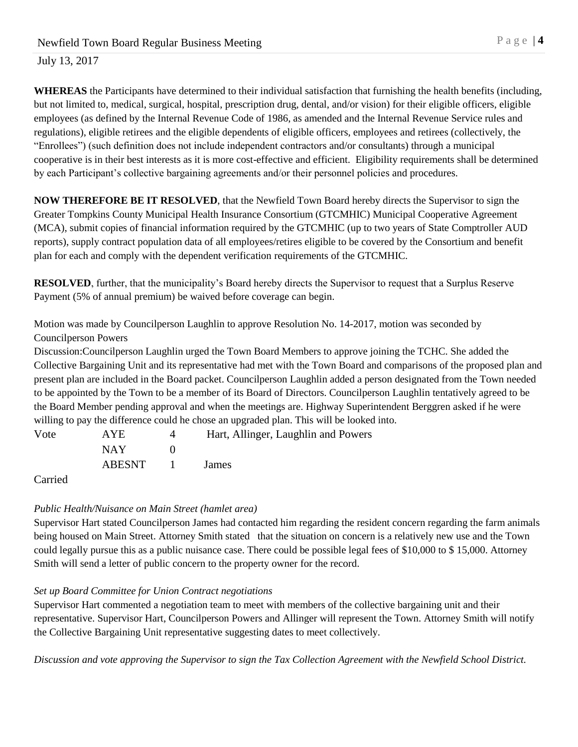**WHEREAS** the Participants have determined to their individual satisfaction that furnishing the health benefits (including, but not limited to, medical, surgical, hospital, prescription drug, dental, and/or vision) for their eligible officers, eligible employees (as defined by the Internal Revenue Code of 1986, as amended and the Internal Revenue Service rules and regulations), eligible retirees and the eligible dependents of eligible officers, employees and retirees (collectively, the "Enrollees") (such definition does not include independent contractors and/or consultants) through a municipal cooperative is in their best interests as it is more cost-effective and efficient. Eligibility requirements shall be determined by each Participant's collective bargaining agreements and/or their personnel policies and procedures.

**NOW THEREFORE BE IT RESOLVED**, that the Newfield Town Board hereby directs the Supervisor to sign the Greater Tompkins County Municipal Health Insurance Consortium (GTCMHIC) Municipal Cooperative Agreement (MCA), submit copies of financial information required by the GTCMHIC (up to two years of State Comptroller AUD reports), supply contract population data of all employees/retires eligible to be covered by the Consortium and benefit plan for each and comply with the dependent verification requirements of the GTCMHIC.

**RESOLVED**, further, that the municipality's Board hereby directs the Supervisor to request that a Surplus Reserve Payment (5% of annual premium) be waived before coverage can begin.

Motion was made by Councilperson Laughlin to approve Resolution No. 14-2017, motion was seconded by Councilperson Powers

Discussion:Councilperson Laughlin urged the Town Board Members to approve joining the TCHC. She added the Collective Bargaining Unit and its representative had met with the Town Board and comparisons of the proposed plan and present plan are included in the Board packet. Councilperson Laughlin added a person designated from the Town needed to be appointed by the Town to be a member of its Board of Directors. Councilperson Laughlin tentatively agreed to be the Board Member pending approval and when the meetings are. Highway Superintendent Berggren asked if he were willing to pay the difference could he chose an upgraded plan. This will be looked into.

| Vote | AYE | 4 | Hart, Allinger, Laughlin and Powers |
|---|---|---|---|
| | NAY | 0 | |
| | ABESNT | 1 | James |

Carried

*Public Health/Nuisance on Main Street (hamlet area)*

Supervisor Hart stated Councilperson James had contacted him regarding the resident concern regarding the farm animals being housed on Main Street. Attorney Smith stated that the situation on concern is a relatively new use and the Town could legally pursue this as a public nuisance case. There could be possible legal fees of $10,000 to $ 15,000. Attorney Smith will send a letter of public concern to the property owner for the record.

*Set up Board Committee for Union Contract negotiations*

Supervisor Hart commented a negotiation team to meet with members of the collective bargaining unit and their representative. Supervisor Hart, Councilperson Powers and Allinger will represent the Town. Attorney Smith will notify the Collective Bargaining Unit representative suggesting dates to meet collectively.

*Discussion and vote approving the Supervisor to sign the Tax Collection Agreement with the Newfield School District.*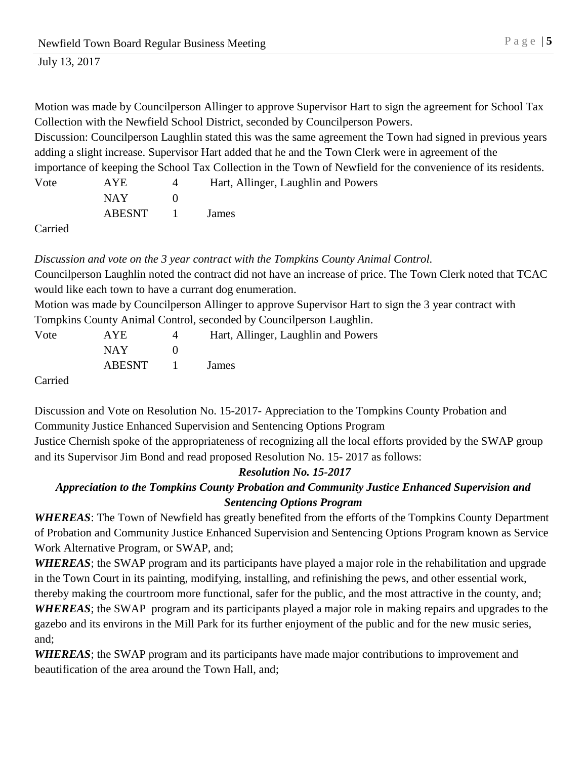July 13, 2017

Motion was made by Councilperson Allinger to approve Supervisor Hart to sign the agreement for School Tax Collection with the Newfield School District, seconded by Councilperson Powers.
Discussion: Councilperson Laughlin stated this was the same agreement the Town had signed in previous years adding a slight increase. Supervisor Hart added that he and the Town Clerk were in agreement of the importance of keeping the School Tax Collection in the Town of Newfield for the convenience of its residents.

| Vote | AYE | 4 | Hart, Allinger, Laughlin and Powers |
|---|---|---|---|
| | NAY | 0 | |
| | ABESNT | 1 | James |

Carried

*Discussion and vote on the 3 year contract with the Tompkins County Animal Control.*
Councilperson Laughlin noted the contract did not have an increase of price. The Town Clerk noted that TCAC would like each town to have a currant dog enumeration.
Motion was made by Councilperson Allinger to approve Supervisor Hart to sign the 3 year contract with Tompkins County Animal Control, seconded by Councilperson Laughlin.

| Vote | AYE | 4 | Hart, Allinger, Laughlin and Powers |
|---|---|---|---|
| | NAY | 0 | |
| | ABESNT | 1 | James |

Carried

Discussion and Vote on Resolution No. 15-2017- Appreciation to the Tompkins County Probation and Community Justice Enhanced Supervision and Sentencing Options Program
Justice Chernish spoke of the appropriateness of recognizing all the local efforts provided by the SWAP group and its Supervisor Jim Bond and read proposed Resolution No. 15- 2017 as follows:

***Resolution No. 15-2017***

***Appreciation to the Tompkins County Probation and Community Justice Enhanced Supervision and Sentencing Options Program***

***WHEREAS***: The Town of Newfield has greatly benefited from the efforts of the Tompkins County Department of Probation and Community Justice Enhanced Supervision and Sentencing Options Program known as Service Work Alternative Program, or SWAP, and;

***WHEREAS***; the SWAP program and its participants have played a major role in the rehabilitation and upgrade in the Town Court in its painting, modifying, installing, and refinishing the pews, and other essential work, thereby making the courtroom more functional, safer for the public, and the most attractive in the county, and;

***WHEREAS***; the SWAP program and its participants played a major role in making repairs and upgrades to the gazebo and its environs in the Mill Park for its further enjoyment of the public and for the new music series, and;

***WHEREAS***; the SWAP program and its participants have made major contributions to improvement and beautification of the area around the Town Hall, and;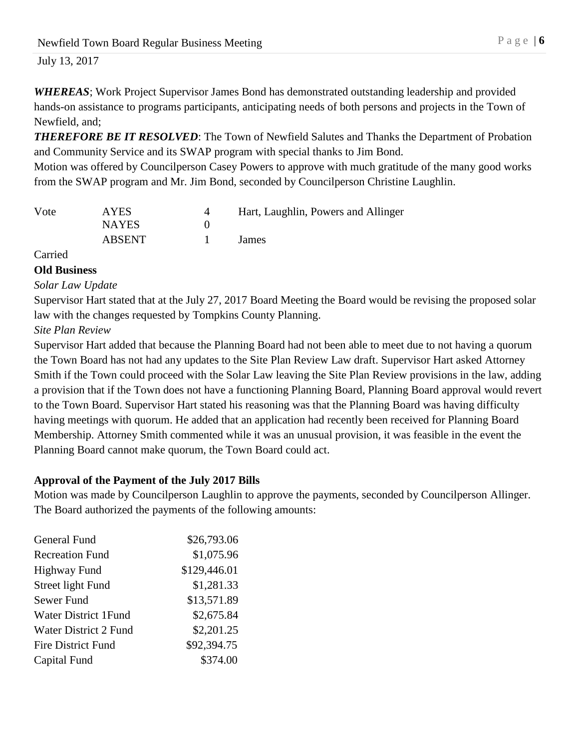***WHEREAS***; Work Project Supervisor James Bond has demonstrated outstanding leadership and provided hands-on assistance to programs participants, anticipating needs of both persons and projects in the Town of Newfield, and;

***THEREFORE BE IT RESOLVED***: The Town of Newfield Salutes and Thanks the Department of Probation and Community Service and its SWAP program with special thanks to Jim Bond.

Motion was offered by Councilperson Casey Powers to approve with much gratitude of the many good works from the SWAP program and Mr. Jim Bond, seconded by Councilperson Christine Laughlin.

| Vote | AYES | 4 | Hart, Laughlin, Powers and Allinger |
|---|---|---|---|
| | NAYES | 0 | |
| | ABSENT | 1 | James |

Carried

**Old Business**

*Solar Law Update*

Supervisor Hart stated that at the July 27, 2017 Board Meeting the Board would be revising the proposed solar law with the changes requested by Tompkins County Planning.

*Site Plan Review*

Supervisor Hart added that because the Planning Board had not been able to meet due to not having a quorum the Town Board has not had any updates to the Site Plan Review Law draft. Supervisor Hart asked Attorney Smith if the Town could proceed with the Solar Law leaving the Site Plan Review provisions in the law, adding a provision that if the Town does not have a functioning Planning Board, Planning Board approval would revert to the Town Board. Supervisor Hart stated his reasoning was that the Planning Board was having difficulty having meetings with quorum. He added that an application had recently been received for Planning Board Membership. Attorney Smith commented while it was an unusual provision, it was feasible in the event the Planning Board cannot make quorum, the Town Board could act.

**Approval of the Payment of the July 2017 Bills**

Motion was made by Councilperson Laughlin to approve the payments, seconded by Councilperson Allinger. The Board authorized the payments of the following amounts:

| Fund | Amount |
|---|---|
| General Fund | $26,793.06 |
| Recreation Fund | $1,075.96 |
| Highway Fund | $129,446.01 |
| Street light Fund | $1,281.33 |
| Sewer Fund | $13,571.89 |
| Water District 1Fund | $2,675.84 |
| Water District 2 Fund | $2,201.25 |
| Fire District Fund | $92,394.75 |
| Capital Fund | $374.00 |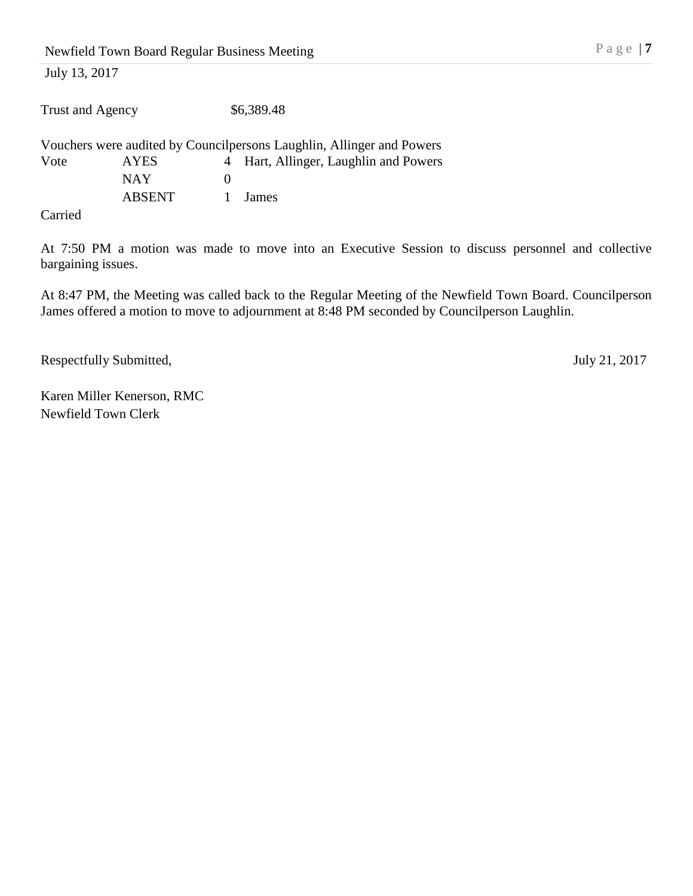Trust and Agency $6,389.48

Vouchers were audited by Councilpersons Laughlin, Allinger and Powers

| | | | |
|---|---|---|---|
| Vote | AYES | 4 | Hart, Allinger, Laughlin and Powers |
| | NAY | 0 | |
| | ABSENT | 1 | James |

Carried

At 7:50 PM a motion was made to move into an Executive Session to discuss personnel and collective bargaining issues.

At 8:47 PM, the Meeting was called back to the Regular Meeting of the Newfield Town Board. Councilperson James offered a motion to move to adjournment at 8:48 PM seconded by Councilperson Laughlin.

Respectfully Submitted, July 21, 2017

Karen Miller Kenerson, RMC
Newfield Town Clerk